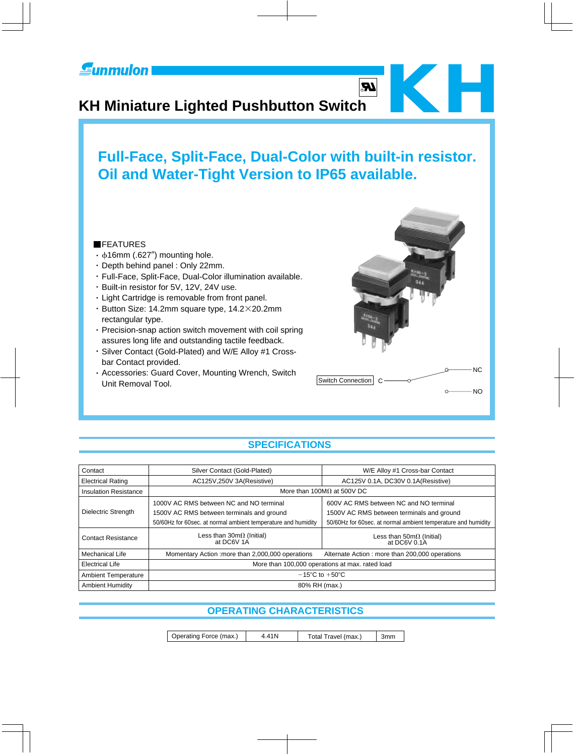Sunmulon

# KH Miniature Lighted Pushbutton Switch

KH

## Full-Face, Split-Face, Dual-Color with built-in resistor. Oil and Water-Tight Version to IP65 available.

### FEATURES

- ϕ16mm (.627″) mounting hole.
- Depth behind panel : Only 22mm.
- Full-Face, Split-Face, Dual-Color illumination available.
- Built-in resistor for 5V, 12V, 24V use.
- Light Cartridge is removable from front panel.
- Button Size: 14.2mm square type, 14.2×20.2mm rectangular type.
- Precision-snap action switch movement with coil spring assures long life and outstanding tactile feedback.
- Silver Contact (Gold-Plated) and W/E Alloy #1 Cross-bar Contact provided.
- Accessories: Guard Cover, Mounting Wrench, Switch Unit Removal Tool.

Switch Connection C NC NO

## SPECIFICATIONS

| | | |
|---|---|---|
| Contact | Silver Contact (Gold-Plated) | W/E Alloy #1 Cross-bar Contact |
| Electrical Rating | AC125V,250V 3A(Resistive) | AC125V 0.1A, DC30V 0.1A(Resistive) |
| Insulation Resistance | More than 100MΩ at 500V DC | |
| Dielectric Strength | 1000V AC RMS between NC and NO terminal<br>1500V AC RMS between terminals and ground<br>50/60Hz for 60sec. at normal ambient temperature and humidity | 600V AC RMS between NC and NO terminal<br>1500V AC RMS between terminals and ground<br>50/60Hz for 60sec. at normal ambient temperature and humidity |
| Contact Resistance | Less than 30mΩ (Initial)<br>at DC6V 1A | Less than 50mΩ (Initial)<br>at DC6V 0.1A |
| Mechanical Life | Momentary Action :more than 2,000,000 operations | Alternate Action : more than 200,000 operations |
| Electrical Life | More than 100,000 operations at max. rated load | |
| Ambient Temperature | −15°C to +50°C | |
| Ambient Humidity | 80% RH (max.) | |

## OPERATING CHARACTERISTICS

| Operating Force (max.) | 4.41N | Total Travel (max.) | 3mm |
|---|---|---|---|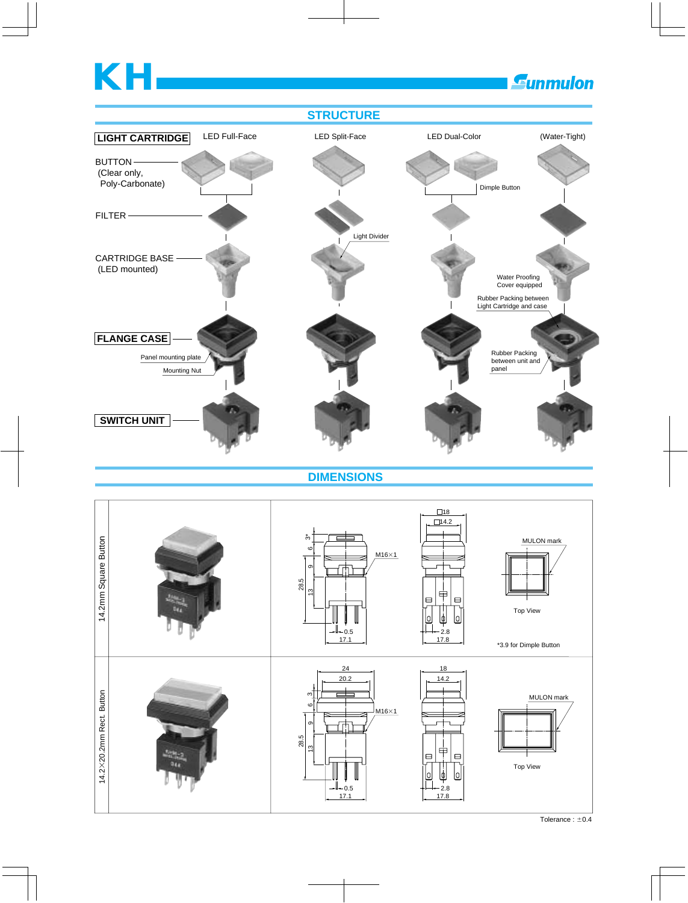# KH

Sunmulon

## STRUCTURE

**LIGHT CARTRIDGE**

LED Full-Face

LED Split-Face

LED Dual-Color

(Water-Tight)

BUTTON
(Clear only,
Poly-Carbonate)

Dimple Button

FILTER

Light Divider

CARTRIDGE BASE
(LED mounted)

Water Proofing Cover equipped

Rubber Packing between Light Cartridge and case

**FLANGE CASE**

Panel mounting plate

Mounting Nut

Rubber Packing between unit and panel

**SWITCH UNIT**

## DIMENSIONS

14.2mm Square Button

3*
6
9
13
28.5
M16×1
0.5
17.1
□18
□14.2
2.8
17.8
MULON mark
Top View
*3.9 for Dimple Button

14.2×20.2mm Rect. Button

24
20.2
3
6
9
13
28.5
M16×1
0.5
17.1
18
14.2
2.8
17.8
MULON mark
Top View

Tolerance : ±0.4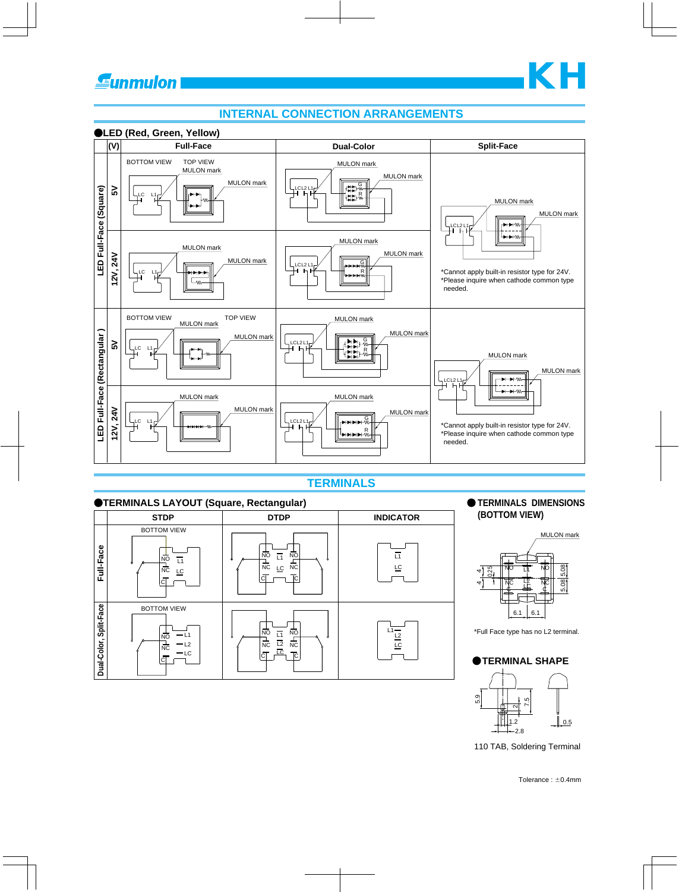## INTERNAL CONNECTION ARRANGEMENTS

### ●LED (Red, Green, Yellow)

| | (V) | Full-Face | Dual-Color | Split-Face |
|---|---|---|---|---|
| LED Full-Face (Square) | 5V | BOTTOM VIEW TOP VIEW MULON mark MULON mark LC L1 | MULON mark MULON mark LCL2 L1 G R | MULON mark MULON mark LCL2 L1 *Cannot apply built-in resistor type for 24V. *Please inquire when cathode common type needed. |
| | 12V, 24V | MULON mark MULON mark LC L1 | MULON mark MULON mark LCL2 L1 G R | |
| LED Full-Face (Rectangular ) | 5V | BOTTOM VIEW TOP VIEW MULON mark MULON mark LC L1 | MULON mark MULON mark LCL2 L1 G R | MULON mark MULON mark LCL2 L1 *Cannot apply built-in resistor type for 24V. *Please inquire when cathode common type needed. |
| | 12V, 24V | MULON mark MULON mark LC L1 | MULON mark MULON mark LCL2 L1 G R | |

## TERMINALS

### ●TERMINALS LAYOUT (Square, Rectangular)

| | STDP | DTDP | INDICATOR |
|---|---|---|---|
| Full-Face | BOTTOM VIEW NO L1 NC LC C | NO L1 NO NC LC NC C C | L1 LC |
| Dual-Color, Split-Face | BOTTOM VIEW NO L1 NC L2 C LC | NO L1 NO NC L2 NC C LC C | L1 L2 LC |

### ●TERMINALS DIMENSIONS (BOTTOM VIEW)

MULON mark
NO L1 NO
NC L2 NC
C LC C
4
4
0.25
5.08
5.08
6.1
6.1

*Full Face type has no L2 terminal.

### ●TERMINAL SHAPE

5.9
2
7.5
1.2
2.8
0.5

110 TAB, Soldering Terminal

Tolerance : ±0.4mm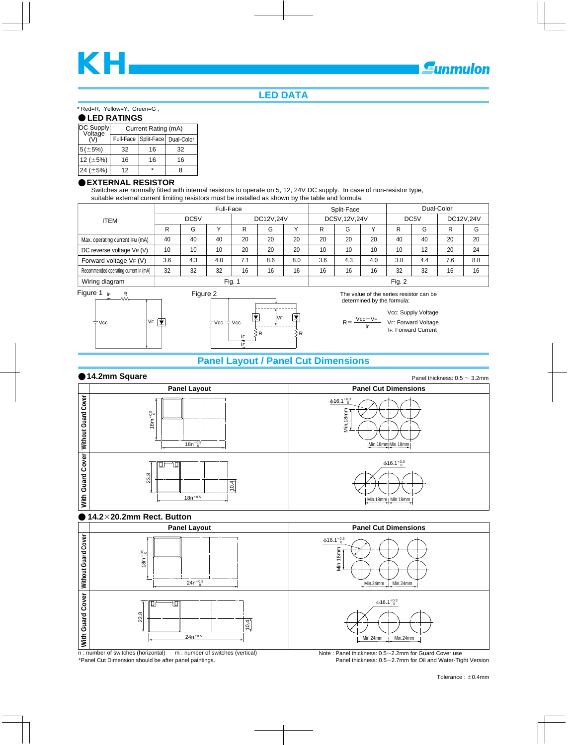# KH

## LED DATA

* Red=R, Yellow=Y, Green=G ,

### ● LED RATINGS

| DC Supply Voltage (V) | Current Rating (mA) | | |
|---|---|---|---|
| | Full-Face | Split-Face | Dual-Color |
| 5(±5%) | 32 | 16 | 32 |
| 12 (±5%) | 16 | 16 | 16 |
| 24 (±5%) | 12 | * | 8 |

### ● EXTERNAL RESISTOR

Switches are normally fitted with internal resistors to operate on 5, 12, 24V DC supply. In case of non-resistor type, suitable external current limiting resistors must be installed as shown by the table and formula.

| ITEM | Full-Face | | | | | | Split-Face | | | Dual-Color | | | |
|---|---|---|---|---|---|---|---|---|---|---|---|---|---|
| | DC5V | | | DC12V,24V | | | DC5V,12V,24V | | | DC5V | | DC12V,24V | |
| | R | G | Y | R | G | Y | R | G | Y | R | G | R | G |
| Max. operating current $I_{FM}$ (mA) | 40 | 40 | 40 | 20 | 20 | 20 | 20 | 20 | 20 | 40 | 40 | 20 | 20 |
| DC reverse voltage $V_R$ (V) | 10 | 10 | 10 | 20 | 20 | 20 | 10 | 10 | 10 | 10 | 12 | 20 | 24 |
| Forward voltage $V_F$ (V) | 3.6 | 4.3 | 4.0 | 7.1 | 8.6 | 8.0 | 3.6 | 4.3 | 4.0 | 3.8 | 4.4 | 7.6 | 8.8 |
| Recommended operating current $I_F$ (mA) | 32 | 32 | 32 | 16 | 16 | 16 | 16 | 16 | 16 | 32 | 32 | 16 | 16 |
| Wiring diagram | Fig. 1 | | | | | | Fig. 2 | | | | | | |

Figure 1 &nbsp;&nbsp;&nbsp;&nbsp; Figure 2

The value of the series resistor can be determined by the formula:

$$R = \frac{V_{CC} - V_F}{I_F}$$

Vcc: Supply Voltage
$V_F$: Forward Voltage
$I_F$: Forward Current

## Panel Layout / Panel Cut Dimensions

### ● 14.2mm Square

Panel thickness: 0.5 ～ 3.2mm

| | Panel Layout | Panel Cut Dimensions |
|---|---|---|
| Without Guard Cover | $18m^{+0.5}_{0}$, $18n^{+0.5}_{0}$ | $\phi16.1^{+0.3}_{0}$, Min.18mm, Min.18mm, Min.18mm |
| With Guard Cover | 23.8, 10.4, $18n^{\pm0.5}$ | $\phi16.1^{+0.3}_{0}$, Min.18mm, Min.18mm |

### ● 14.2×20.2mm Rect. Button

| | Panel Layout | Panel Cut Dimensions |
|---|---|---|
| Without Guard Cover | $18m^{+0.5}_{0}$, $24n^{+0.5}_{0}$ | $\phi16.1^{+0.3}_{0}$, Min.18mm, Min.24mm, Min.24mm |
| With Guard Cover | 23.8, 10.4, $24n^{\pm0.5}$ | $\phi16.1^{+0.3}_{0}$, Min.24mm, Min.24mm |

n : number of switches (horizontal) &nbsp;&nbsp;&nbsp; m : number of switches (vertical)
*Panel Cut Dimension should be after panel paintings.

Note : Panel thickness: 0.5～2.2mm for Guard Cover use
Panel thickness: 0.5～2.7mm for Oil and Water-Tight Version

Tolerance : ±0.4mm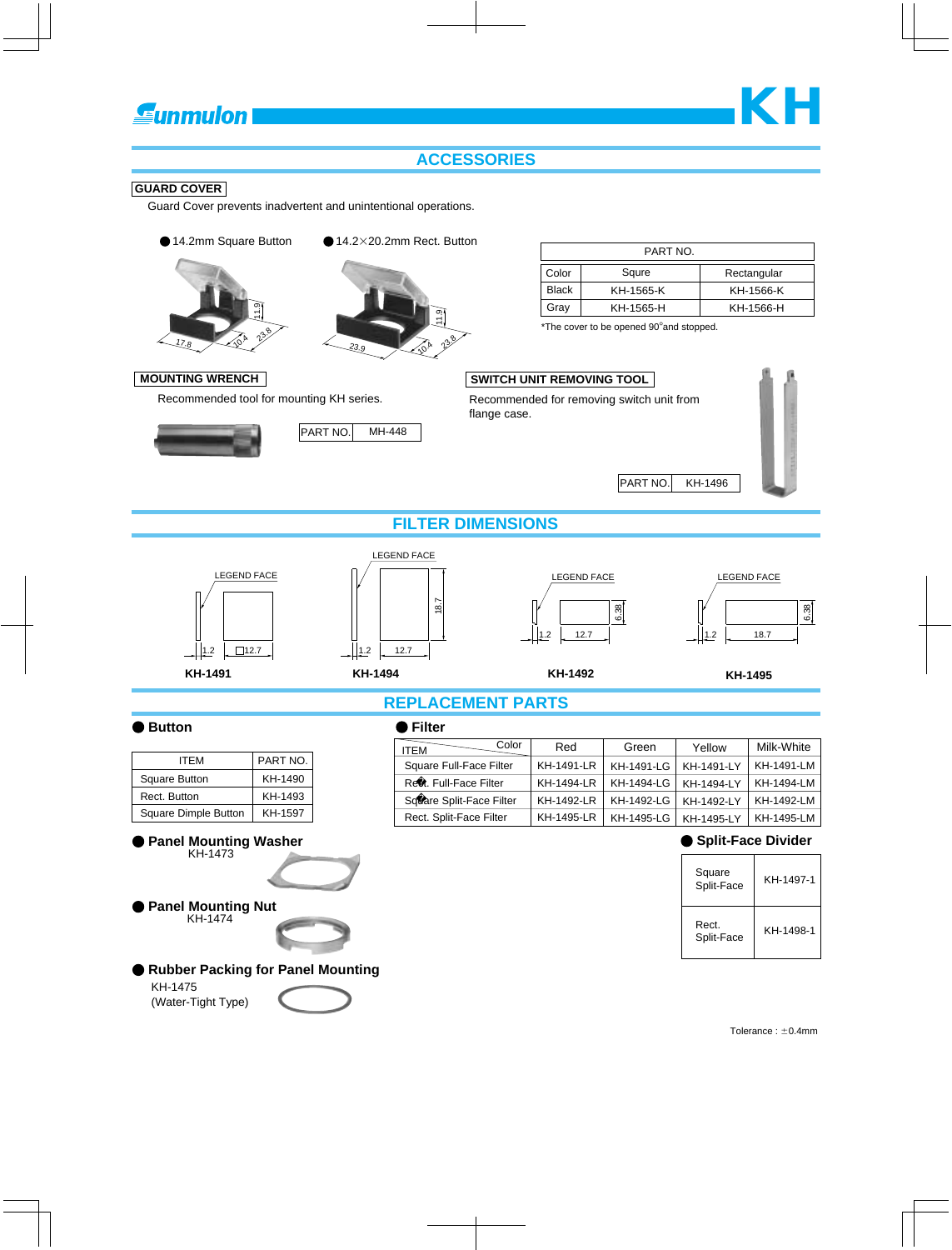# ACCESSORIES

## GUARD COVER

Guard Cover prevents inadvertent and unintentional operations.

- 14.2mm Square Button
- 14.2×20.2mm Rect. Button

17.8 10.4 23.8 11.9

23.9 10.4 23.8 11.9

| PART NO. | | |
|---|---|---|
| Color | Squre | Rectangular |
| Black | KH-1565-K | KH-1566-K |
| Gray | KH-1565-H | KH-1566-H |

*The cover to be opened 90°and stopped.

## MOUNTING WRENCH

Recommended tool for mounting KH series.

| PART NO. | MH-448 |
|---|---|

## SWITCH UNIT REMOVING TOOL

Recommended for removing switch unit from flange case.

| PART NO. | KH-1496 |
|---|---|

# FILTER DIMENSIONS

LEGEND FACE
1.2 □12.7
**KH-1491**

LEGEND FACE
18.7
1.2 12.7
**KH-1494**

LEGEND FACE
6.38
1.2 12.7
**KH-1492**

LEGEND FACE
6.38
1.2 18.7
**KH-1495**

# REPLACEMENT PARTS

## ● Button

| ITEM | PART NO. |
|---|---|
| Square Button | KH-1490 |
| Rect. Button | KH-1493 |
| Square Dimple Button | KH-1597 |

## ● Filter

| ITEM \ Color | Red | Green | Yellow | Milk-White |
|---|---|---|---|---|
| Square Full-Face Filter | KH-1491-LR | KH-1491-LG | KH-1491-LY | KH-1491-LM |
| Rect. Full-Face Filter | KH-1494-LR | KH-1494-LG | KH-1494-LY | KH-1494-LM |
| Square Split-Face Filter | KH-1492-LR | KH-1492-LG | KH-1492-LY | KH-1492-LM |
| Rect. Split-Face Filter | KH-1495-LR | KH-1495-LG | KH-1495-LY | KH-1495-LM |

## ● Panel Mounting Washer

KH-1473

## ● Split-Face Divider

| | |
|---|---|
| Square Split-Face | KH-1497-1 |
| Rect. Split-Face | KH-1498-1 |

## ● Panel Mounting Nut

KH-1474

## ● Rubber Packing for Panel Mounting

KH-1475
(Water-Tight Type)

Tolerance : ±0.4mm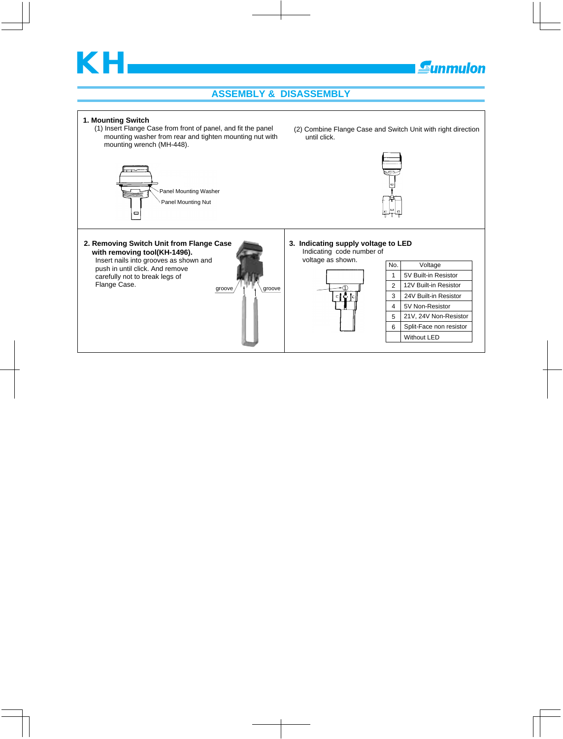## ASSEMBLY & DISASSEMBLY

### 1. Mounting Switch

(1) Insert Flange Case from front of panel, and fit the panel mounting washer from rear and tighten mounting nut with mounting wrench (MH-448).

Panel Mounting Washer

Panel Mounting Nut

(2) Combine Flange Case and Switch Unit with right direction until click.

### 2. Removing Switch Unit from Flange Case with removing tool(KH-1496).

Insert nails into grooves as shown and push in until click. And remove carefully not to break legs of Flange Case.

groove

groove

### 3. Indicating supply voltage to LED

Indicating code number of voltage as shown.

①

| No. | Voltage |
|---|---|
| 1 | 5V Built-in Resistor |
| 2 | 12V Built-in Resistor |
| 3 | 24V Built-in Resistor |
| 4 | 5V Non-Resistor |
| 5 | 21V, 24V Non-Resistor |
| 6 | Split-Face non resistor |
| | Without LED |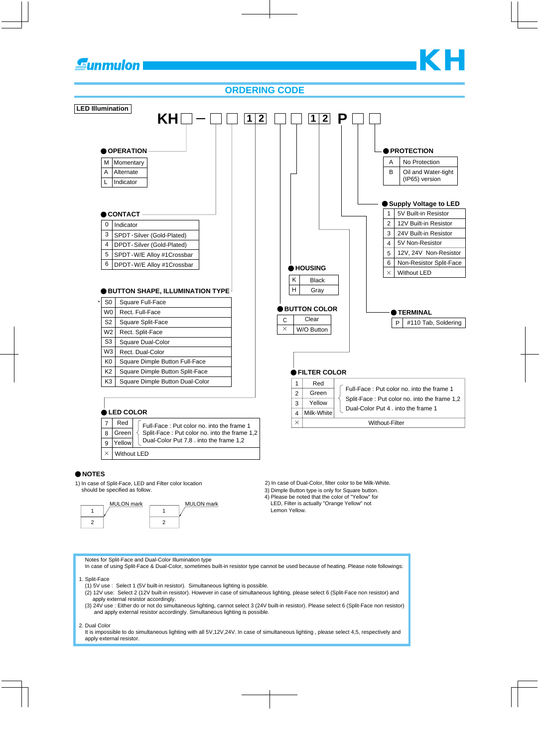Gunmulon **KH**

## ORDERING CODE

**LED Illumination**

**KH □ – □ □ 1 2 □ □ 1 2 P □ □**

### ● OPERATION

| | |
|---|---|
| M | Momentary |
| A | Alternate |
| L | Indicator |

### ● CONTACT

| | |
|---|---|
| 0 | Indicator |
| 3 | SPDT・Silver (Gold-Plated) |
| 4 | DPDT・Silver (Gold-Plated) |
| 5 | SPDT・W/E Alloy #1Crossbar |
| 6 | DPDT・W/E Alloy #1Crossbar |

### ● BUTTON SHAPE, ILLUMINATION TYPE

| | |
|---|---|
| * S0 | Square Full-Face |
| W0 | Rect. Full-Face |
| S2 | Square Split-Face |
| W2 | Rect. Split-Face |
| S3 | Square Dual-Color |
| W3 | Rect. Dual-Color |
| K0 | Square Dimple Button Full-Face |
| K2 | Square Dimple Button Split-Face |
| K3 | Square Dimple Button Dual-Color |

### ● LED COLOR

| | | |
|---|---|---|
| 7 | Red | Full-Face : Put color no. into the frame 1<br>Split-Face : Put color no. into the frame 1,2<br>Dual-Color Put 7,8 . into the frame 1,2 |
| 8 | Green | |
| 9 | Yellow | |
| × | Without LED | |

### ● HOUSING

| | |
|---|---|
| K | Black |
| H | Gray |

### ● BUTTON COLOR

| | |
|---|---|
| C | Clear |
| × | W/O Button |

### ● FILTER COLOR

| | | |
|---|---|---|
| 1 | Red | Full-Face : Put color no. into the frame 1<br>Split-Face : Put color no. into the frame 1,2<br>Dual-Color Put 4 . into the frame 1 |
| 2 | Green | |
| 3 | Yellow | |
| 4 | Milk-White | |
| × | Without-Filter | |

### ● PROTECTION

| | |
|---|---|
| A | No Protection |
| B | Oil and Water-tight (IP65) version |

### ● Supply Voltage to LED

| | |
|---|---|
| 1 | 5V Built-in Resistor |
| 2 | 12V Built-in Resistor |
| 3 | 24V Built-in Resistor |
| 4 | 5V Non-Resistor |
| 5 | 12V, 24V Non-Resistor |
| 6 | Non-Resistor Split-Face |
| × | Without LED |

### ● TERMINAL

| | |
|---|---|
| P | #110 Tab, Soldering |

### ● NOTES

1) In case of Split-Face, LED and Filter color location should be specified as follow.

MULON mark — 1 / 2 &nbsp;&nbsp;&nbsp; MULON mark — 1 / 2

2) In case of Dual-Color, filter color to be Milk-White.
3) Dimple Button type is only for Square button.
4) Please be noted that the color of "Yellow" for LED, Filter is actually "Orange Yellow" not Lemon Yellow.

---

Notes for Split-Face and Dual-Color Illumination type
In case of using Split-Face & Dual-Color, sometimes built-in resistor type cannot be used because of heating. Please note followings:

1. Split-Face
   (1) 5V use : Select 1 (5V built-in resistor). Simultaneous lighting is possible.
   (2) 12V use: Select 2 (12V built-in resistor). However in case of simultaneous lighting, please select 6 (Split-Face non resistor) and apply external resistor accordingly.
   (3) 24V use : Either do or not do simultaneous lighting, cannot select 3 (24V built-in resistor). Please select 6 (Split-Face non resistor) and apply external resistor accordingly. Simultaneous lighting is possible.

2. Dual Color
   It is impossible to do simultaneous lighting with all 5V,12V,24V. In case of simultaneous lighting , please select 4,5, respectively and apply external resistor.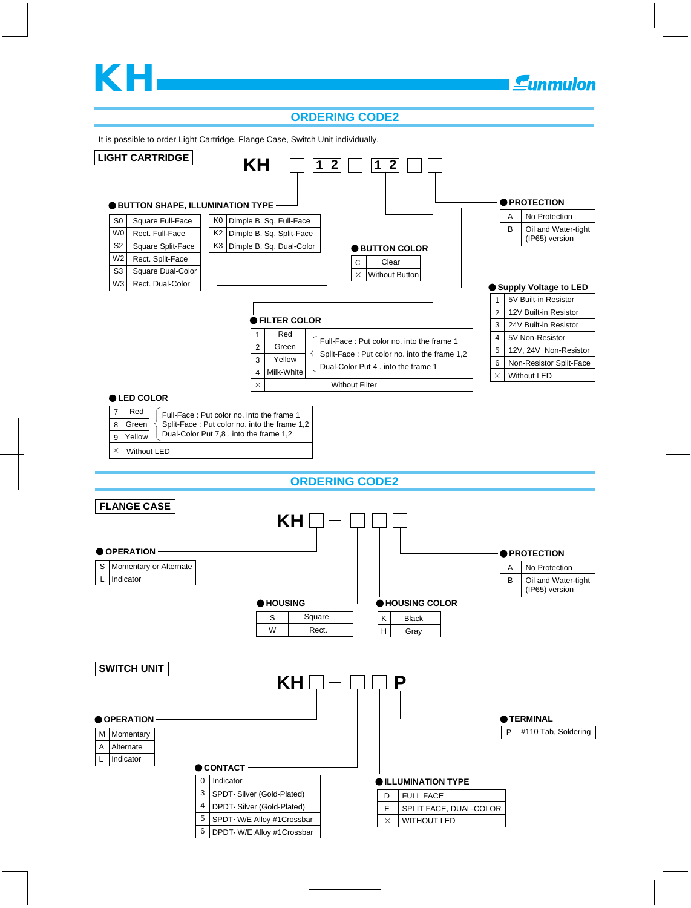# KH

## ORDERING CODE2

It is possible to order Light Cartridge, Flange Case, Switch Unit individually.

### LIGHT CARTRIDGE

KH — □ 1 2 □ 1 2 □ □

**● BUTTON SHAPE, ILLUMINATION TYPE**

| | |
|---|---|
| S0 | Square Full-Face |
| W0 | Rect. Full-Face |
| S2 | Square Split-Face |
| W2 | Rect. Split-Face |
| S3 | Square Dual-Color |
| W3 | Rect. Dual-Color |

| | |
|---|---|
| K0 | Dimple B. Sq. Full-Face |
| K2 | Dimple B. Sq. Split-Face |
| K3 | Dimple B. Sq. Dual-Color |

**● BUTTON COLOR**

| | |
|---|---|
| C | Clear |
| × | Without Button |

**● PROTECTION**

| | |
|---|---|
| A | No Protection |
| B | Oil and Water-tight (IP65) version |

**● Supply Voltage to LED**

| | |
|---|---|
| 1 | 5V Built-in Resistor |
| 2 | 12V Built-in Resistor |
| 3 | 24V Built-in Resistor |
| 4 | 5V Non-Resistor |
| 5 | 12V, 24V Non-Resistor |
| 6 | Non-Resistor Split-Face |
| × | Without LED |

**● FILTER COLOR**

| | | |
|---|---|---|
| 1 | Red | Full-Face : Put color no. into the frame 1<br>Split-Face : Put color no. into the frame 1,2<br>Dual-Color Put 4 . into the frame 1 |
| 2 | Green | |
| 3 | Yellow | |
| 4 | Milk-White | |
| × | Without Filter | |

**● LED COLOR**

| | | |
|---|---|---|
| 7 | Red | Full-Face : Put color no. into the frame 1<br>Split-Face : Put color no. into the frame 1,2<br>Dual-Color Put 7,8 . into the frame 1,2 |
| 8 | Green | |
| 9 | Yellow | |
| × | Without LED | |

## ORDERING CODE2

### FLANGE CASE

KH □ — □ □ □

**● OPERATION**

| | |
|---|---|
| S | Momentary or Alternate |
| L | Indicator |

**● HOUSING**

| | |
|---|---|
| S | Square |
| W | Rect. |

**● HOUSING COLOR**

| | |
|---|---|
| K | Black |
| H | Gray |

**● PROTECTION**

| | |
|---|---|
| A | No Protection |
| B | Oil and Water-tight (IP65) version |

### SWITCH UNIT

KH □ — □ □ P

**● OPERATION**

| | |
|---|---|
| M | Momentary |
| A | Alternate |
| L | Indicator |

**● CONTACT**

| | |
|---|---|
| 0 | Indicator |
| 3 | SPDT· Silver (Gold-Plated) |
| 4 | DPDT· Silver (Gold-Plated) |
| 5 | SPDT· W/E Alloy #1Crossbar |
| 6 | DPDT· W/E Alloy #1Crossbar |

**● ILLUMINATION TYPE**

| | |
|---|---|
| D | FULL FACE |
| E | SPLIT FACE, DUAL-COLOR |
| × | WITHOUT LED |

**● TERMINAL**

| | |
|---|---|
| P | #110 Tab, Soldering |